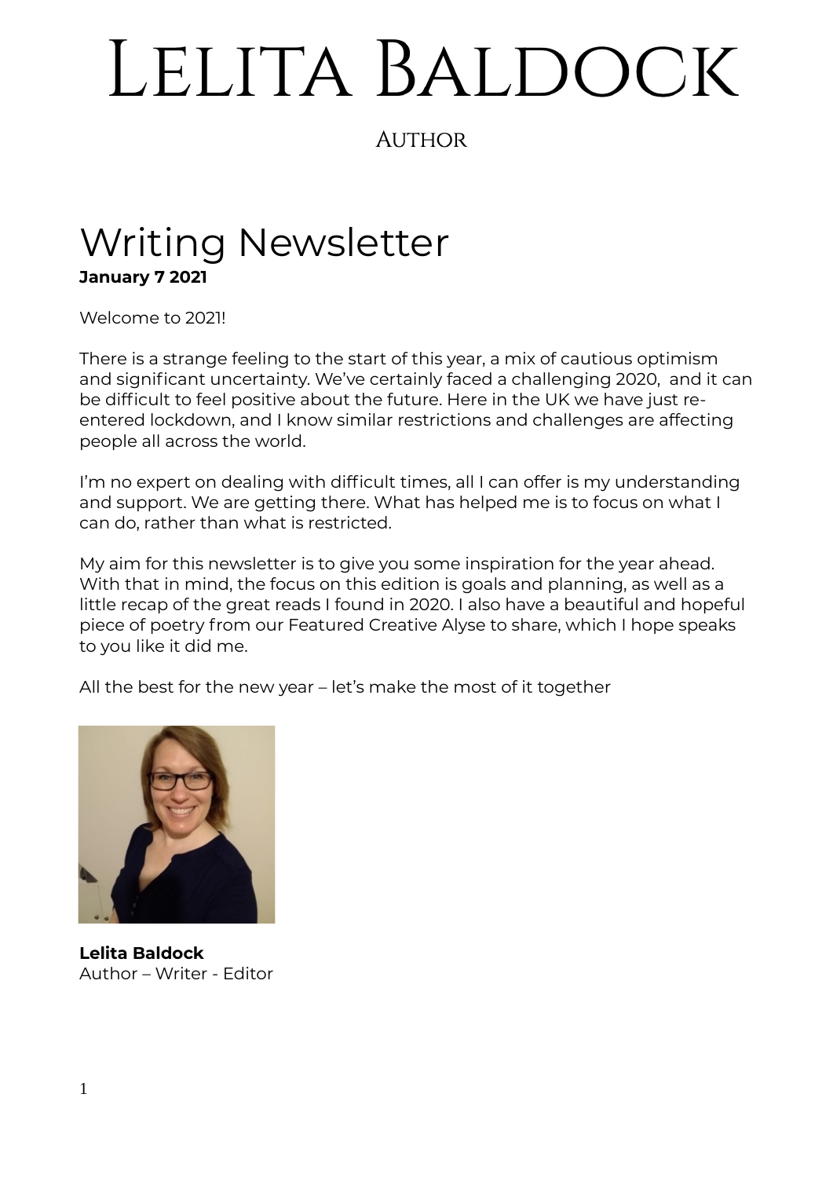# Lelita Baldock

Author

## Writing Newsletter

**January 7 2021**

Welcome to 2021!

There is a strange feeling to the start of this year, a mix of cautious optimism and significant uncertainty. We've certainly faced a challenging 2020, and it can be difficult to feel positive about the future. Here in the UK we have just re-entered lockdown, and I know similar restrictions and challenges are affecting people all across the world.

I'm no expert on dealing with difficult times, all I can offer is my understanding and support. We are getting there. What has helped me is to focus on what I can do, rather than what is restricted.

My aim for this newsletter is to give you some inspiration for the year ahead. With that in mind, the focus on this edition is goals and planning, as well as a little recap of the great reads I found in 2020. I also have a beautiful and hopeful piece of poetry from our Featured Creative Alyse to share, which I hope speaks to you like it did me.

All the best for the new year – let's make the most of it together

**Lelita Baldock**
Author – Writer - Editor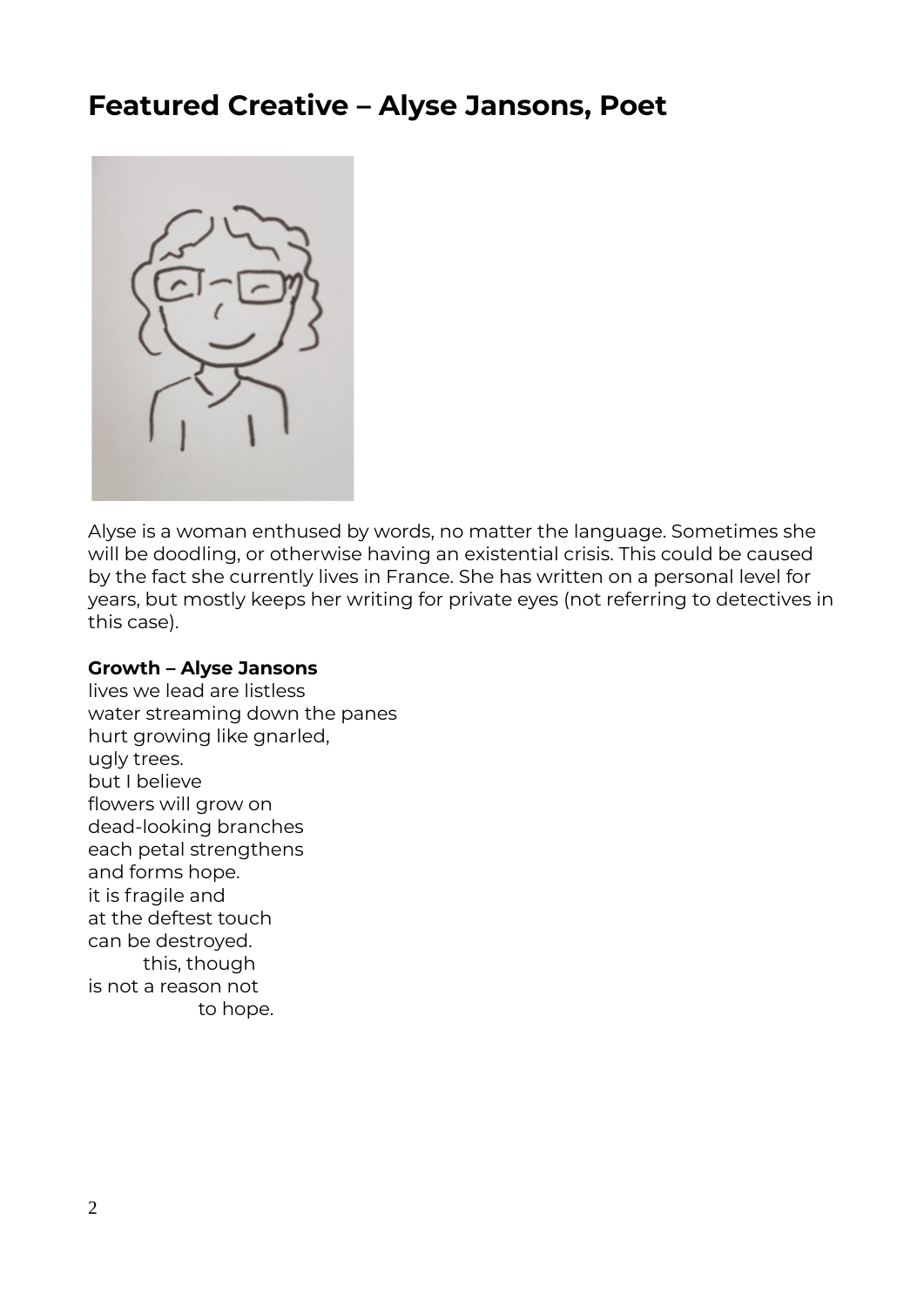# Featured Creative – Alyse Jansons, Poet

Alyse is a woman enthused by words, no matter the language. Sometimes she will be doodling, or otherwise having an existential crisis. This could be caused by the fact she currently lives in France. She has written on a personal level for years, but mostly keeps her writing for private eyes (not referring to detectives in this case).

**Growth – Alyse Jansons**

lives we lead are listless  
water streaming down the panes  
hurt growing like gnarled,  
ugly trees.  
but I believe  
flowers will grow on  
dead-looking branches  
each petal strengthens  
and forms hope.  
it is fragile and  
at the deftest touch  
can be destroyed.  
&nbsp;&nbsp;&nbsp;&nbsp;&nbsp;&nbsp;&nbsp;&nbsp;this, though  
is not a reason not  
&nbsp;&nbsp;&nbsp;&nbsp;&nbsp;&nbsp;&nbsp;&nbsp;&nbsp;&nbsp;&nbsp;&nbsp;&nbsp;&nbsp;&nbsp;&nbsp;to hope.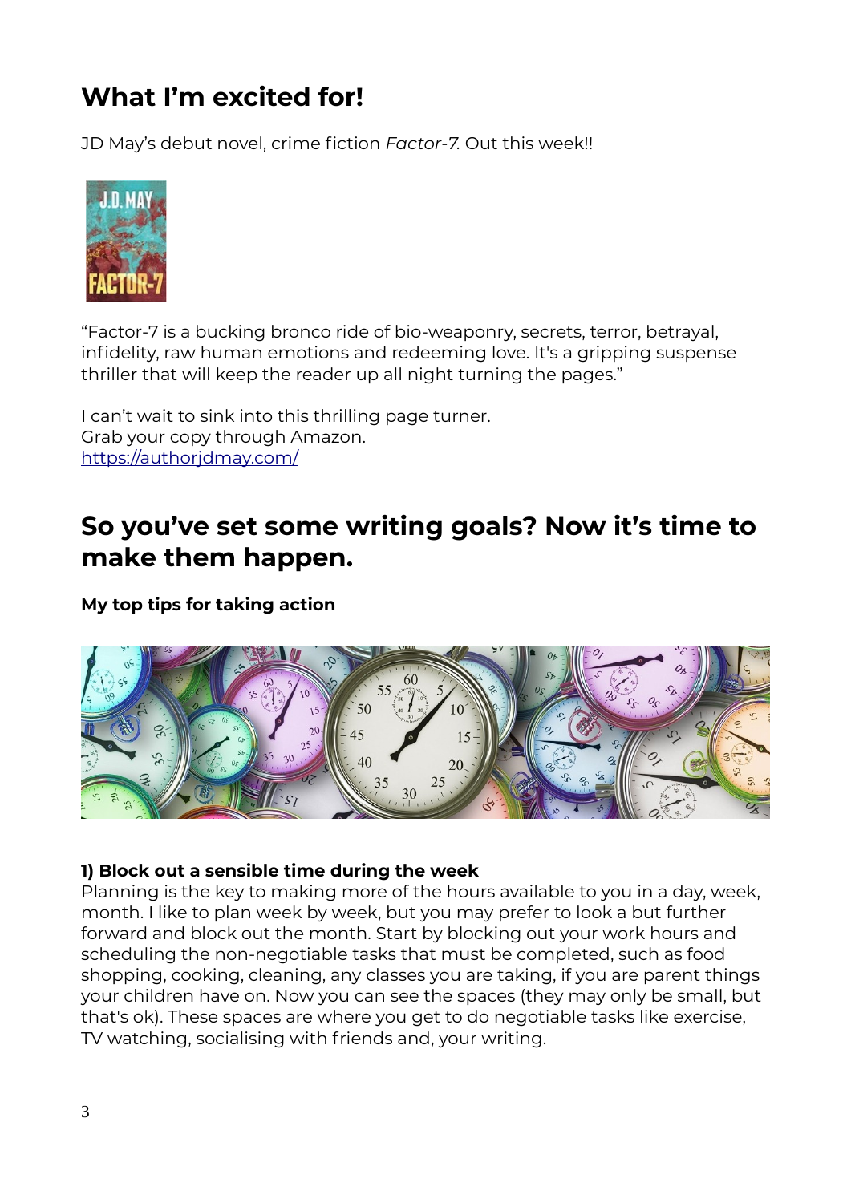## What I'm excited for!

JD May's debut novel, crime fiction *Factor-7.* Out this week!!

"Factor-7 is a bucking bronco ride of bio-weaponry, secrets, terror, betrayal, infidelity, raw human emotions and redeeming love. It's a gripping suspense thriller that will keep the reader up all night turning the pages."

I can't wait to sink into this thrilling page turner.
Grab your copy through Amazon.
[https://authorjdmay.com/](https://authorjdmay.com/)

## So you've set some writing goals? Now it's time to make them happen.

**My top tips for taking action**

**1) Block out a sensible time during the week**
Planning is the key to making more of the hours available to you in a day, week, month. I like to plan week by week, but you may prefer to look a but further forward and block out the month. Start by blocking out your work hours and scheduling the non-negotiable tasks that must be completed, such as food shopping, cooking, cleaning, any classes you are taking, if you are parent things your children have on. Now you can see the spaces (they may only be small, but that's ok). These spaces are where you get to do negotiable tasks like exercise, TV watching, socialising with friends and, your writing.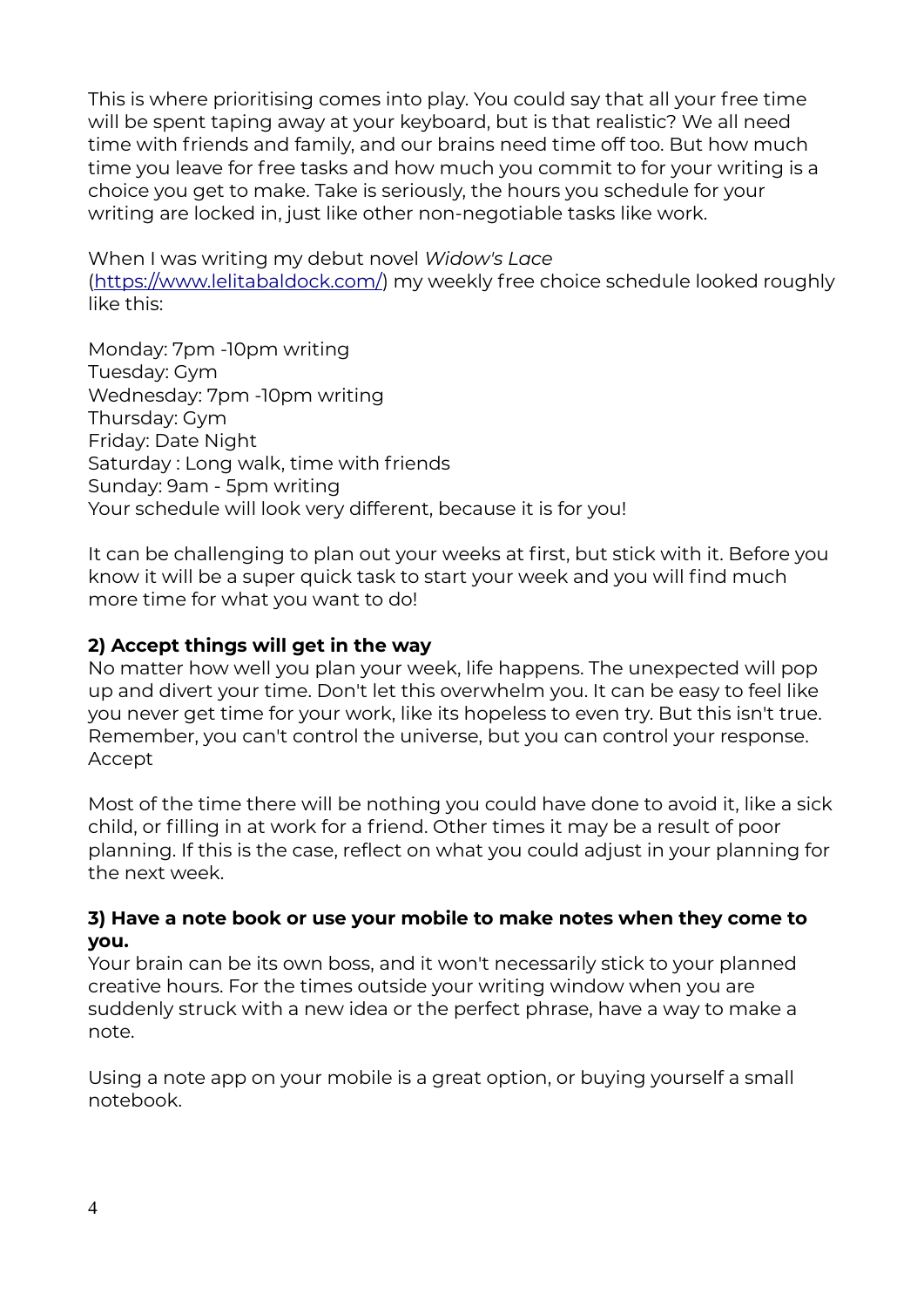This is where prioritising comes into play. You could say that all your free time will be spent taping away at your keyboard, but is that realistic? We all need time with friends and family, and our brains need time off too. But how much time you leave for free tasks and how much you commit to for your writing is a choice you get to make. Take is seriously, the hours you schedule for your writing are locked in, just like other non-negotiable tasks like work.

When I was writing my debut novel *Widow's Lace* ([https://www.lelitabaldock.com/](https://www.lelitabaldock.com/)) my weekly free choice schedule looked roughly like this:

Monday: 7pm -10pm writing
Tuesday: Gym
Wednesday: 7pm -10pm writing
Thursday: Gym
Friday: Date Night
Saturday : Long walk, time with friends
Sunday: 9am - 5pm writing
Your schedule will look very different, because it is for you!

It can be challenging to plan out your weeks at first, but stick with it. Before you know it will be a super quick task to start your week and you will find much more time for what you want to do!

**2) Accept things will get in the way**
No matter how well you plan your week, life happens. The unexpected will pop up and divert your time. Don't let this overwhelm you. It can be easy to feel like you never get time for your work, like its hopeless to even try. But this isn't true. Remember, you can't control the universe, but you can control your response. Accept

Most of the time there will be nothing you could have done to avoid it, like a sick child, or filling in at work for a friend. Other times it may be a result of poor planning. If this is the case, reflect on what you could adjust in your planning for the next week.

**3) Have a note book or use your mobile to make notes when they come to you.**
Your brain can be its own boss, and it won't necessarily stick to your planned creative hours. For the times outside your writing window when you are suddenly struck with a new idea or the perfect phrase, have a way to make a note.

Using a note app on your mobile is a great option, or buying yourself a small notebook.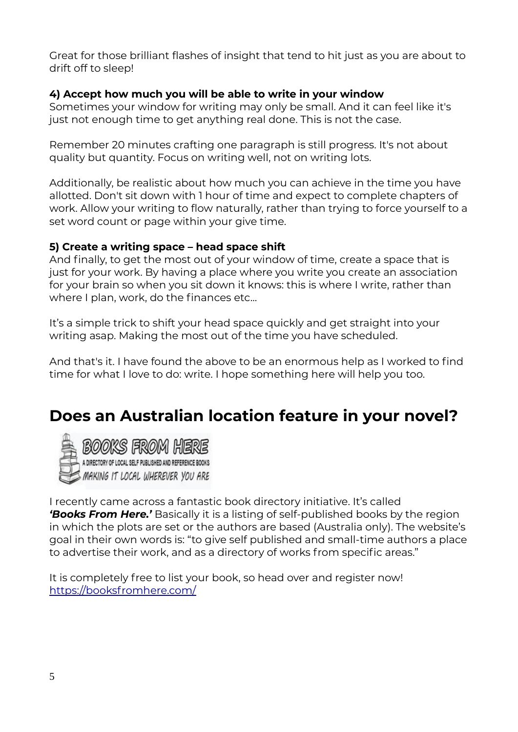Great for those brilliant flashes of insight that tend to hit just as you are about to drift off to sleep!

**4) Accept how much you will be able to write in your window**
Sometimes your window for writing may only be small. And it can feel like it's just not enough time to get anything real done. This is not the case.

Remember 20 minutes crafting one paragraph is still progress. It's not about quality but quantity. Focus on writing well, not on writing lots.

Additionally, be realistic about how much you can achieve in the time you have allotted. Don't sit down with 1 hour of time and expect to complete chapters of work. Allow your writing to flow naturally, rather than trying to force yourself to a set word count or page within your give time.

**5) Create a writing space – head space shift**
And finally, to get the most out of your window of time, create a space that is just for your work. By having a place where you write you create an association for your brain so when you sit down it knows: this is where I write, rather than where I plan, work, do the finances etc…

It's a simple trick to shift your head space quickly and get straight into your writing asap. Making the most out of the time you have scheduled.

And that's it. I have found the above to be an enormous help as I worked to find time for what I love to do: write. I hope something here will help you too.

## Does an Australian location feature in your novel?

BOOKS FROM HERE
A DIRECTORY OF LOCAL SELF PUBLISHED AND REFERENCE BOOKS
MAKING IT LOCAL WHEREVER YOU ARE

I recently came across a fantastic book directory initiative. It's called ***'Books From Here.'*** Basically it is a listing of self-published books by the region in which the plots are set or the authors are based (Australia only). The website's goal in their own words is: "to give self published and small-time authors a place to advertise their work, and as a directory of works from specific areas."

It is completely free to list your book, so head over and register now!
https://booksfromhere.com/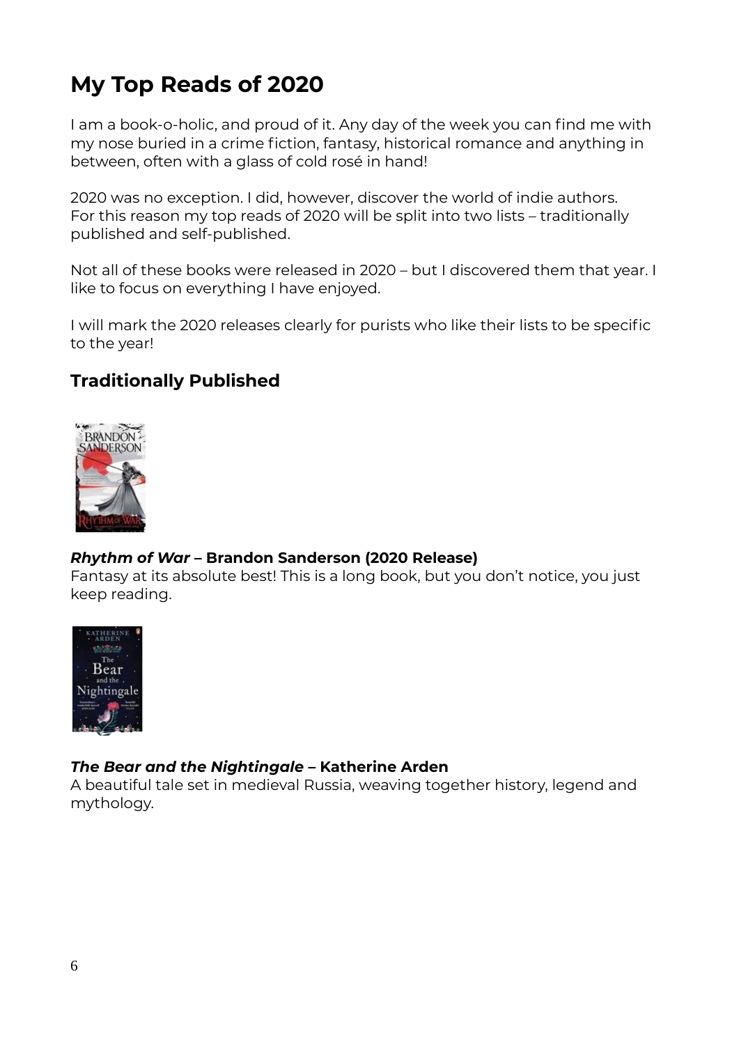# My Top Reads of 2020

I am a book-o-holic, and proud of it. Any day of the week you can find me with my nose buried in a crime fiction, fantasy, historical romance and anything in between, often with a glass of cold rosé in hand!

2020 was no exception. I did, however, discover the world of indie authors. For this reason my top reads of 2020 will be split into two lists – traditionally published and self-published.

Not all of these books were released in 2020 – but I discovered them that year. I like to focus on everything I have enjoyed.

I will mark the 2020 releases clearly for purists who like their lists to be specific to the year!

## Traditionally Published

***Rhythm of War*** **– Brandon Sanderson (2020 Release)**
Fantasy at its absolute best! This is a long book, but you don't notice, you just keep reading.

***The Bear and the Nightingale*** **– Katherine Arden**
A beautiful tale set in medieval Russia, weaving together history, legend and mythology.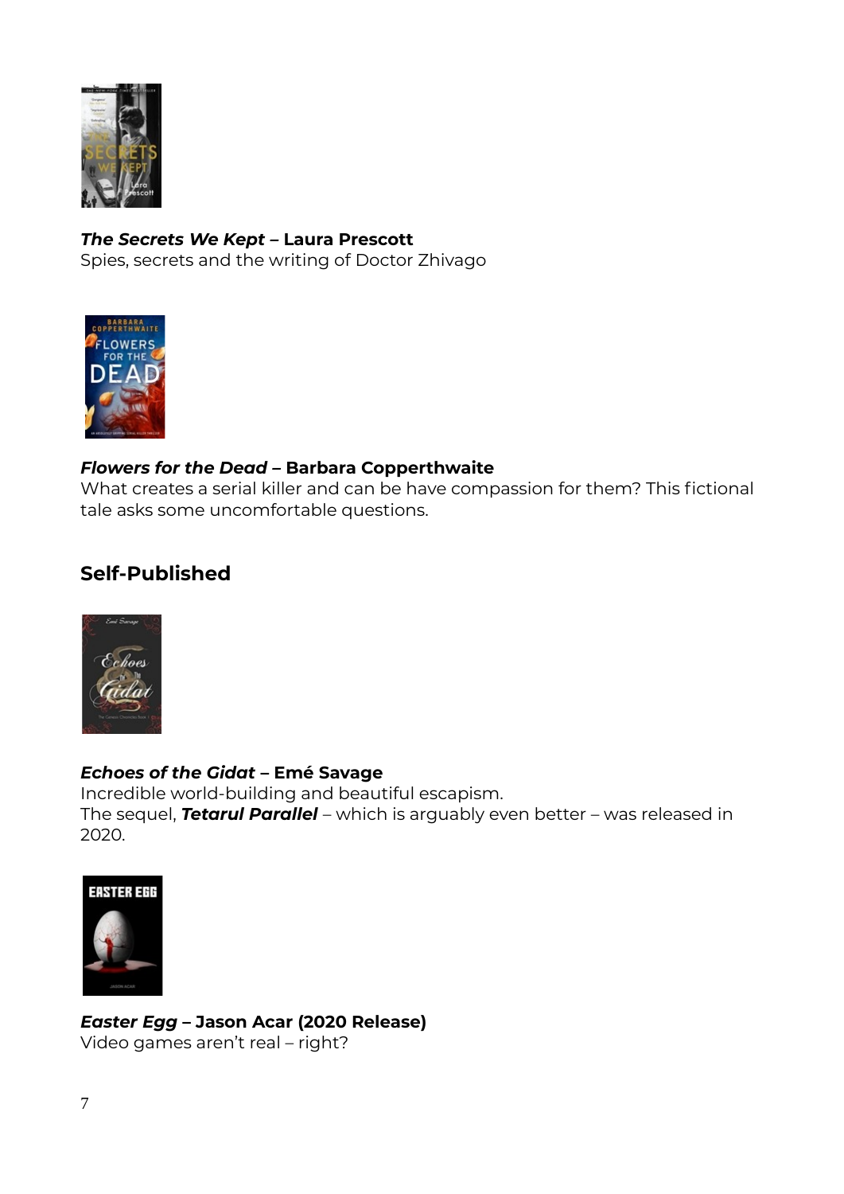***The Secrets We Kept* – Laura Prescott**
Spies, secrets and the writing of Doctor Zhivago

***Flowers for the Dead* – Barbara Copperthwaite**
What creates a serial killer and can be have compassion for them? This fictional tale asks some uncomfortable questions.

## Self-Published

***Echoes of the Gidat* – Emé Savage**
Incredible world-building and beautiful escapism.
The sequel, ***Tetarul Parallel*** – which is arguably even better – was released in 2020.

***Easter Egg* – Jason Acar (2020 Release)**
Video games aren't real – right?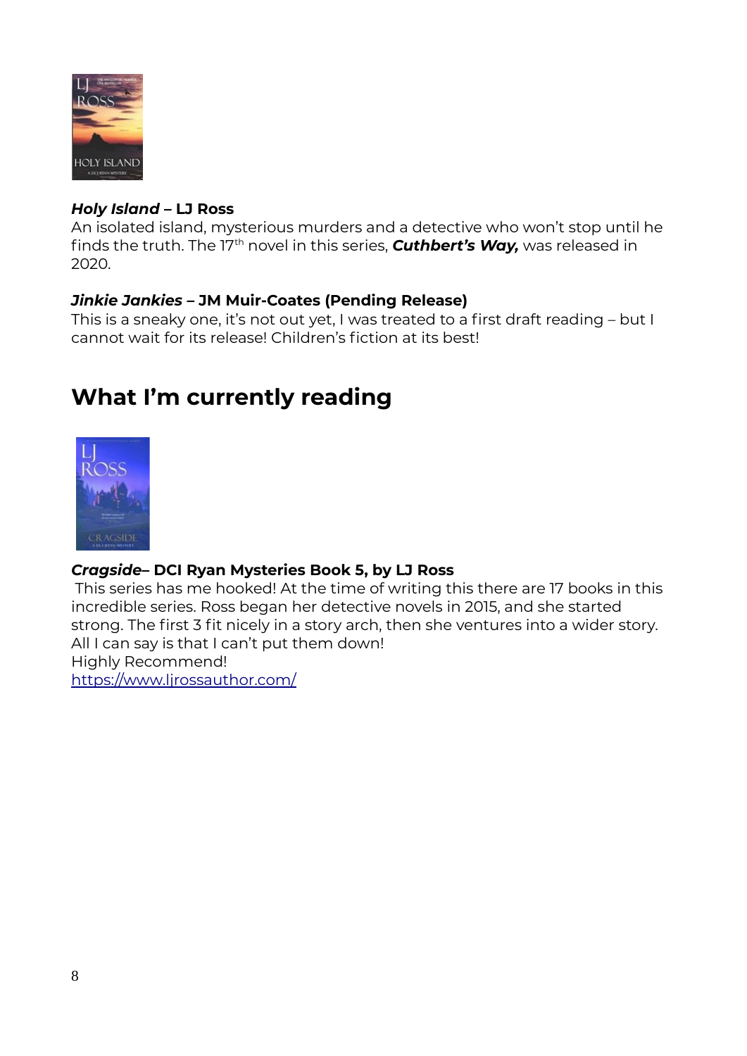***Holy Island* – LJ Ross**
An isolated island, mysterious murders and a detective who won't stop until he finds the truth. The 17th novel in this series, ***Cuthbert's Way,*** was released in 2020.

***Jinkie Jankies* – JM Muir-Coates (Pending Release)**
This is a sneaky one, it's not out yet, I was treated to a first draft reading – but I cannot wait for its release! Children's fiction at its best!

## What I'm currently reading

***Cragside*– DCI Ryan Mysteries Book 5, by LJ Ross**
This series has me hooked! At the time of writing this there are 17 books in this incredible series. Ross began her detective novels in 2015, and she started strong. The first 3 fit nicely in a story arch, then she ventures into a wider story. All I can say is that I can't put them down!
Highly Recommend!
https://www.ljrossauthor.com/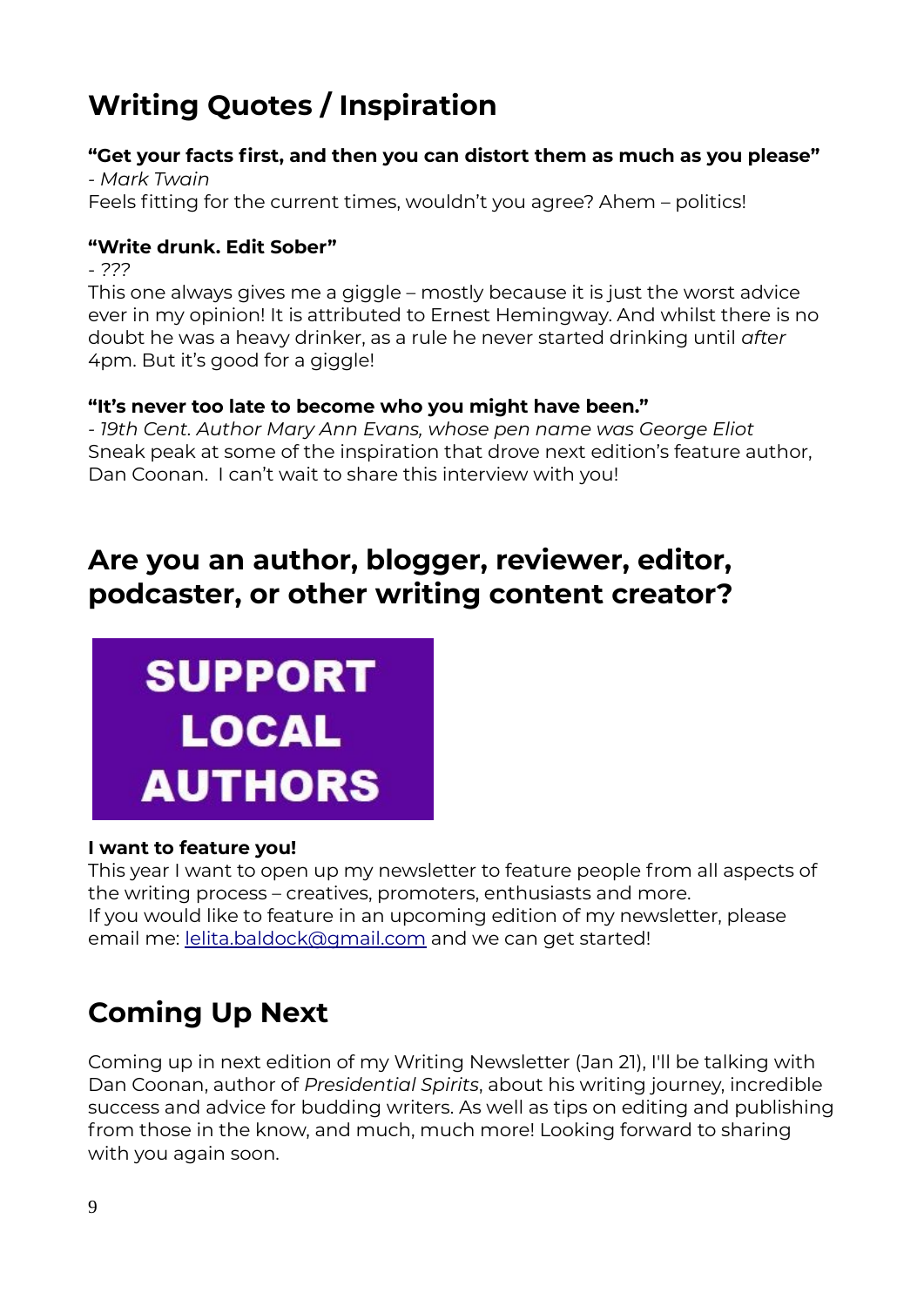# Writing Quotes / Inspiration

**"Get your facts first, and then you can distort them as much as you please"**
- *Mark Twain*
Feels fitting for the current times, wouldn't you agree? Ahem – politics!

**"Write drunk. Edit Sober"**
- *???*
This one always gives me a giggle – mostly because it is just the worst advice ever in my opinion! It is attributed to Ernest Hemingway. And whilst there is no doubt he was a heavy drinker, as a rule he never started drinking until *after* 4pm. But it's good for a giggle!

**"It's never too late to become who you might have been."**
- *19th Cent. Author Mary Ann Evans, whose pen name was George Eliot*
Sneak peak at some of the inspiration that drove next edition's feature author, Dan Coonan. I can't wait to share this interview with you!

# Are you an author, blogger, reviewer, editor, podcaster, or other writing content creator?

SUPPORT LOCAL AUTHORS

**I want to feature you!**
This year I want to open up my newsletter to feature people from all aspects of the writing process – creatives, promoters, enthusiasts and more.
If you would like to feature in an upcoming edition of my newsletter, please email me: lelita.baldock@gmail.com and we can get started!

# Coming Up Next

Coming up in next edition of my Writing Newsletter (Jan 21), I'll be talking with Dan Coonan, author of *Presidential Spirits*, about his writing journey, incredible success and advice for budding writers. As well as tips on editing and publishing from those in the know, and much, much more! Looking forward to sharing with you again soon.